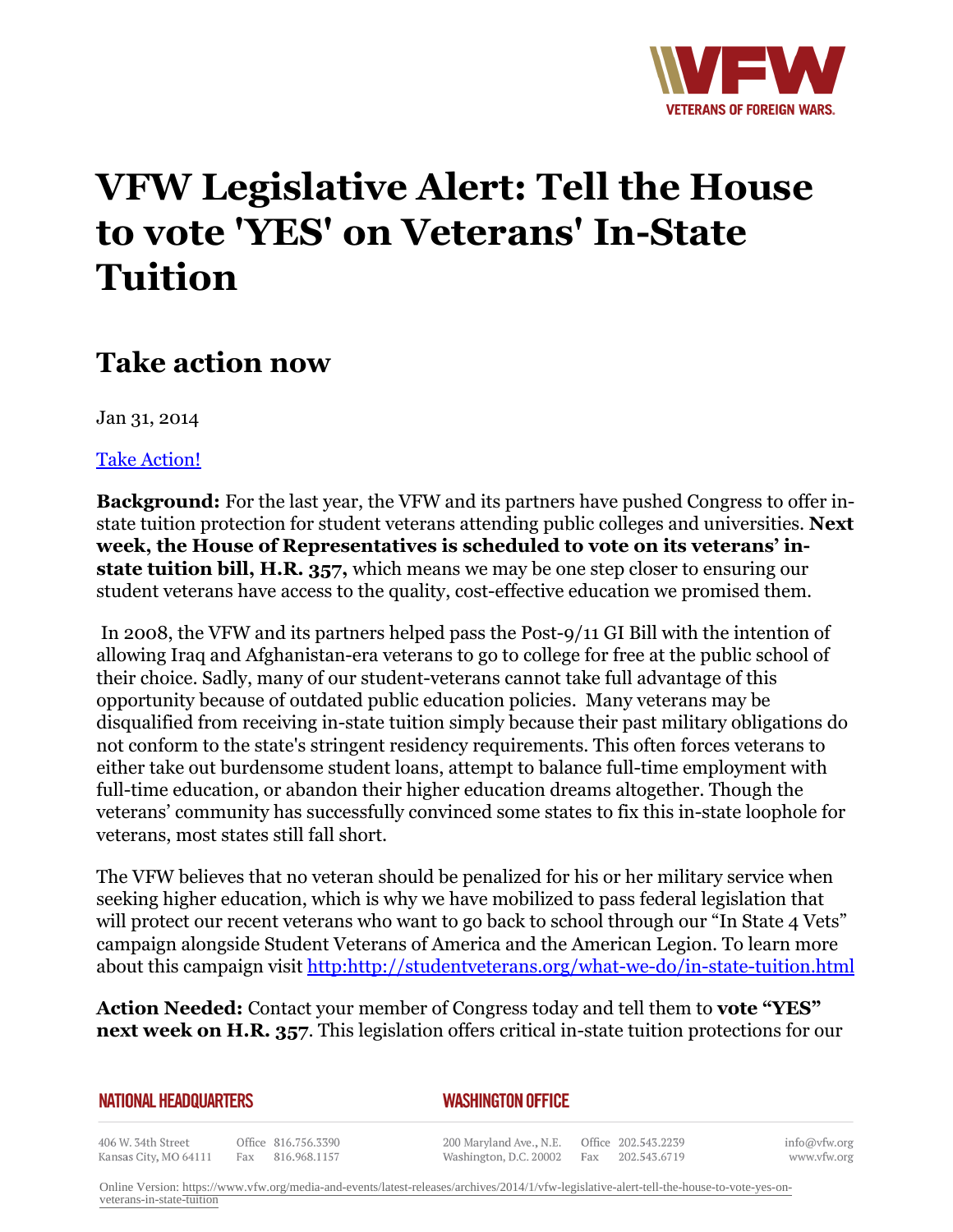# VFW Legislative Alert: Tell the House to vote 'YES' on Veterans' In-State Tuition

## Take action now

Jan 31, 2014

[Take Action!]

**Background:** For the last year, the VFW and its partners have pushed Congress to offer in-state tuition protection for student veterans attending public colleges and universities. **Next week, the House of Representatives is scheduled to vote on its veterans' in-state tuition bill, H.R. 357,** which means we may be one step closer to ensuring our student veterans have access to the quality, cost-effective education we promised them.

In 2008, the VFW and its partners helped pass the Post-9/11 GI Bill with the intention of allowing Iraq and Afghanistan-era veterans to go to college for free at the public school of their choice. Sadly, many of our student-veterans cannot take full advantage of this opportunity because of outdated public education policies. Many veterans may be disqualified from receiving in-state tuition simply because their past military obligations do not conform to the state's stringent residency requirements. This often forces veterans to either take out burdensome student loans, attempt to balance full-time employment with full-time education, or abandon their higher education dreams altogether. Though the veterans' community has successfully convinced some states to fix this in-state loophole for veterans, most states still fall short.

The VFW believes that no veteran should be penalized for his or her military service when seeking higher education, which is why we have mobilized to pass federal legislation that will protect our recent veterans who want to go back to school through our "In State 4 Vets" campaign alongside Student Veterans of America and the American Legion. To learn more about this campaign visit http:http://studentveterans.org/what-we-do/in-state-tuition.html

**Action Needed:** Contact your member of Congress today and tell them to **vote "YES" next week on H.R. 357**. This legislation offers critical in-state tuition protections for our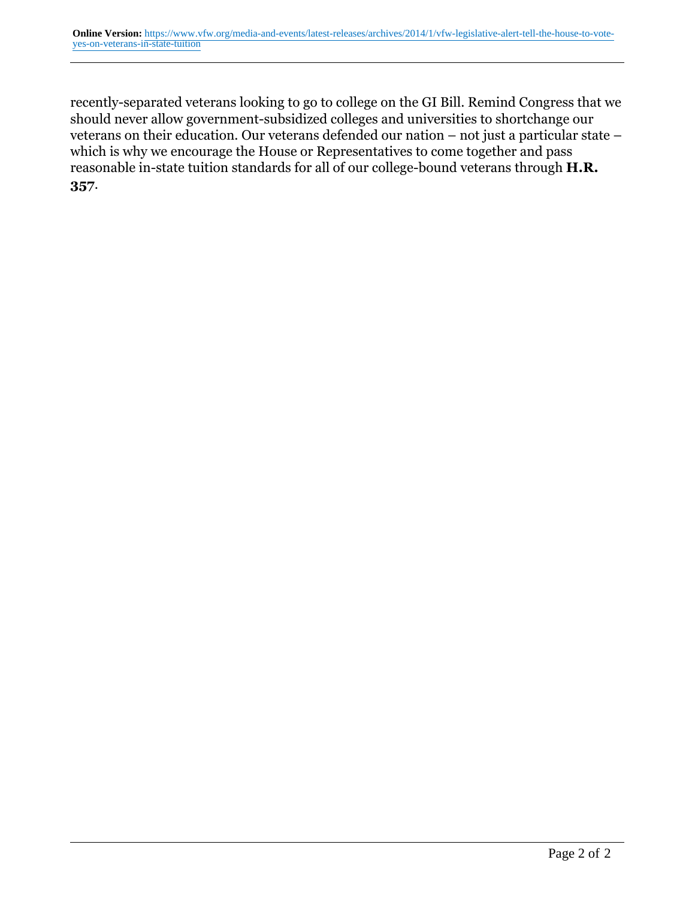recently-separated veterans looking to go to college on the GI Bill. Remind Congress that we should never allow government-subsidized colleges and universities to shortchange our veterans on their education. Our veterans defended our nation – not just a particular state – which is why we encourage the House or Representatives to come together and pass reasonable in-state tuition standards for all of our college-bound veterans through **H.R. 357**.